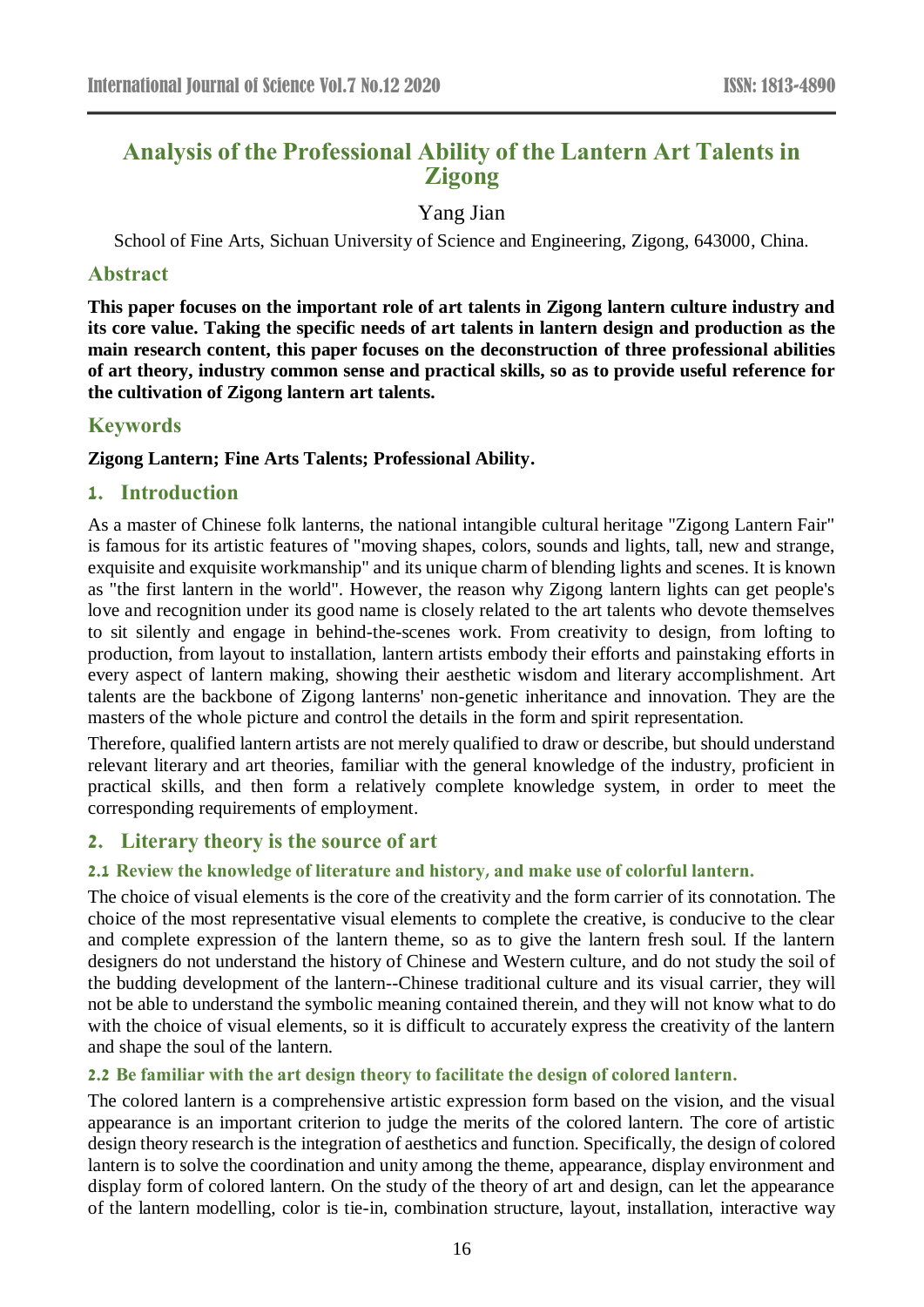# Analysis of the Professional Ability of the Lantern Art Talents in Zigong

Yang Jian

School of Fine Arts, Sichuan University of Science and Engineering, Zigong, 643000, China.

## Abstract

**This paper focuses on the important role of art talents in Zigong lantern culture industry and its core value. Taking the specific needs of art talents in lantern design and production as the main research content, this paper focuses on the deconstruction of three professional abilities of art theory, industry common sense and practical skills, so as to provide useful reference for the cultivation of Zigong lantern art talents.**

## Keywords

**Zigong Lantern; Fine Arts Talents; Professional Ability.**

## 1. Introduction

As a master of Chinese folk lanterns, the national intangible cultural heritage "Zigong Lantern Fair" is famous for its artistic features of "moving shapes, colors, sounds and lights, tall, new and strange, exquisite and exquisite workmanship" and its unique charm of blending lights and scenes. It is known as "the first lantern in the world". However, the reason why Zigong lantern lights can get people's love and recognition under its good name is closely related to the art talents who devote themselves to sit silently and engage in behind-the-scenes work. From creativity to design, from lofting to production, from layout to installation, lantern artists embody their efforts and painstaking efforts in every aspect of lantern making, showing their aesthetic wisdom and literary accomplishment. Art talents are the backbone of Zigong lanterns' non-genetic inheritance and innovation. They are the masters of the whole picture and control the details in the form and spirit representation.

Therefore, qualified lantern artists are not merely qualified to draw or describe, but should understand relevant literary and art theories, familiar with the general knowledge of the industry, proficient in practical skills, and then form a relatively complete knowledge system, in order to meet the corresponding requirements of employment.

## 2. Literary theory is the source of art

### 2.1 Review the knowledge of literature and history, and make use of colorful lantern.

The choice of visual elements is the core of the creativity and the form carrier of its connotation. The choice of the most representative visual elements to complete the creative, is conducive to the clear and complete expression of the lantern theme, so as to give the lantern fresh soul. If the lantern designers do not understand the history of Chinese and Western culture, and do not study the soil of the budding development of the lantern--Chinese traditional culture and its visual carrier, they will not be able to understand the symbolic meaning contained therein, and they will not know what to do with the choice of visual elements, so it is difficult to accurately express the creativity of the lantern and shape the soul of the lantern.

### 2.2 Be familiar with the art design theory to facilitate the design of colored lantern.

The colored lantern is a comprehensive artistic expression form based on the vision, and the visual appearance is an important criterion to judge the merits of the colored lantern. The core of artistic design theory research is the integration of aesthetics and function. Specifically, the design of colored lantern is to solve the coordination and unity among the theme, appearance, display environment and display form of colored lantern. On the study of the theory of art and design, can let the appearance of the lantern modelling, color is tie-in, combination structure, layout, installation, interactive way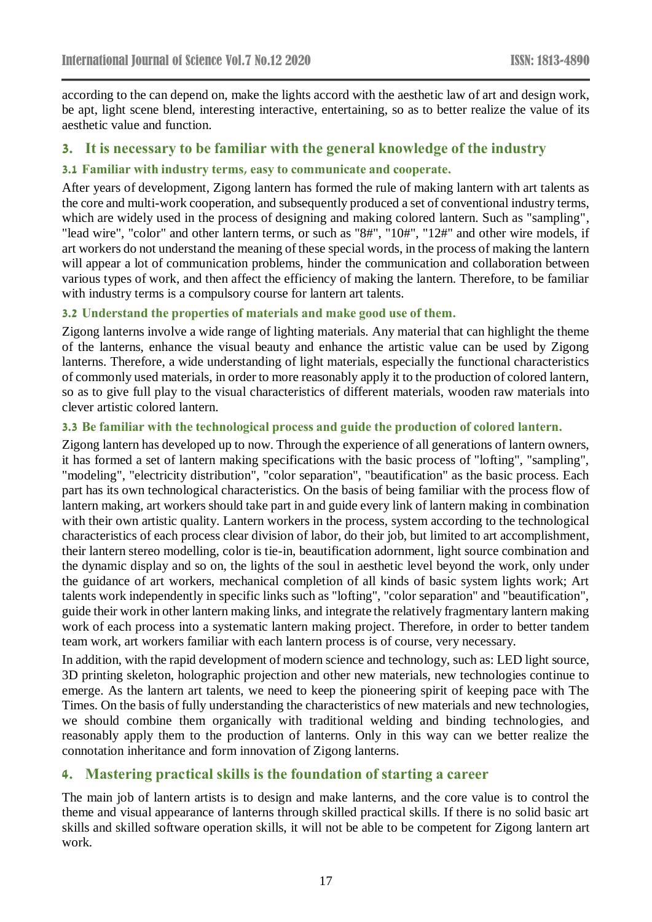according to the can depend on, make the lights accord with the aesthetic law of art and design work, be apt, light scene blend, interesting interactive, entertaining, so as to better realize the value of its aesthetic value and function.

## 3. It is necessary to be familiar with the general knowledge of the industry

### 3.1 Familiar with industry terms, easy to communicate and cooperate.

After years of development, Zigong lantern has formed the rule of making lantern with art talents as the core and multi-work cooperation, and subsequently produced a set of conventional industry terms, which are widely used in the process of designing and making colored lantern. Such as "sampling", "lead wire", "color" and other lantern terms, or such as "8#", "10#", "12#" and other wire models, if art workers do not understand the meaning of these special words, in the process of making the lantern will appear a lot of communication problems, hinder the communication and collaboration between various types of work, and then affect the efficiency of making the lantern. Therefore, to be familiar with industry terms is a compulsory course for lantern art talents.

### 3.2 Understand the properties of materials and make good use of them.

Zigong lanterns involve a wide range of lighting materials. Any material that can highlight the theme of the lanterns, enhance the visual beauty and enhance the artistic value can be used by Zigong lanterns. Therefore, a wide understanding of light materials, especially the functional characteristics of commonly used materials, in order to more reasonably apply it to the production of colored lantern, so as to give full play to the visual characteristics of different materials, wooden raw materials into clever artistic colored lantern.

### 3.3 Be familiar with the technological process and guide the production of colored lantern.

Zigong lantern has developed up to now. Through the experience of all generations of lantern owners, it has formed a set of lantern making specifications with the basic process of "lofting", "sampling", "modeling", "electricity distribution", "color separation", "beautification" as the basic process. Each part has its own technological characteristics. On the basis of being familiar with the process flow of lantern making, art workers should take part in and guide every link of lantern making in combination with their own artistic quality. Lantern workers in the process, system according to the technological characteristics of each process clear division of labor, do their job, but limited to art accomplishment, their lantern stereo modelling, color is tie-in, beautification adornment, light source combination and the dynamic display and so on, the lights of the soul in aesthetic level beyond the work, only under the guidance of art workers, mechanical completion of all kinds of basic system lights work; Art talents work independently in specific links such as "lofting", "color separation" and "beautification", guide their work in other lantern making links, and integrate the relatively fragmentary lantern making work of each process into a systematic lantern making project. Therefore, in order to better tandem team work, art workers familiar with each lantern process is of course, very necessary.

In addition, with the rapid development of modern science and technology, such as: LED light source, 3D printing skeleton, holographic projection and other new materials, new technologies continue to emerge. As the lantern art talents, we need to keep the pioneering spirit of keeping pace with The Times. On the basis of fully understanding the characteristics of new materials and new technologies, we should combine them organically with traditional welding and binding technologies, and reasonably apply them to the production of lanterns. Only in this way can we better realize the connotation inheritance and form innovation of Zigong lanterns.

## 4. Mastering practical skills is the foundation of starting a career

The main job of lantern artists is to design and make lanterns, and the core value is to control the theme and visual appearance of lanterns through skilled practical skills. If there is no solid basic art skills and skilled software operation skills, it will not be able to be competent for Zigong lantern art work.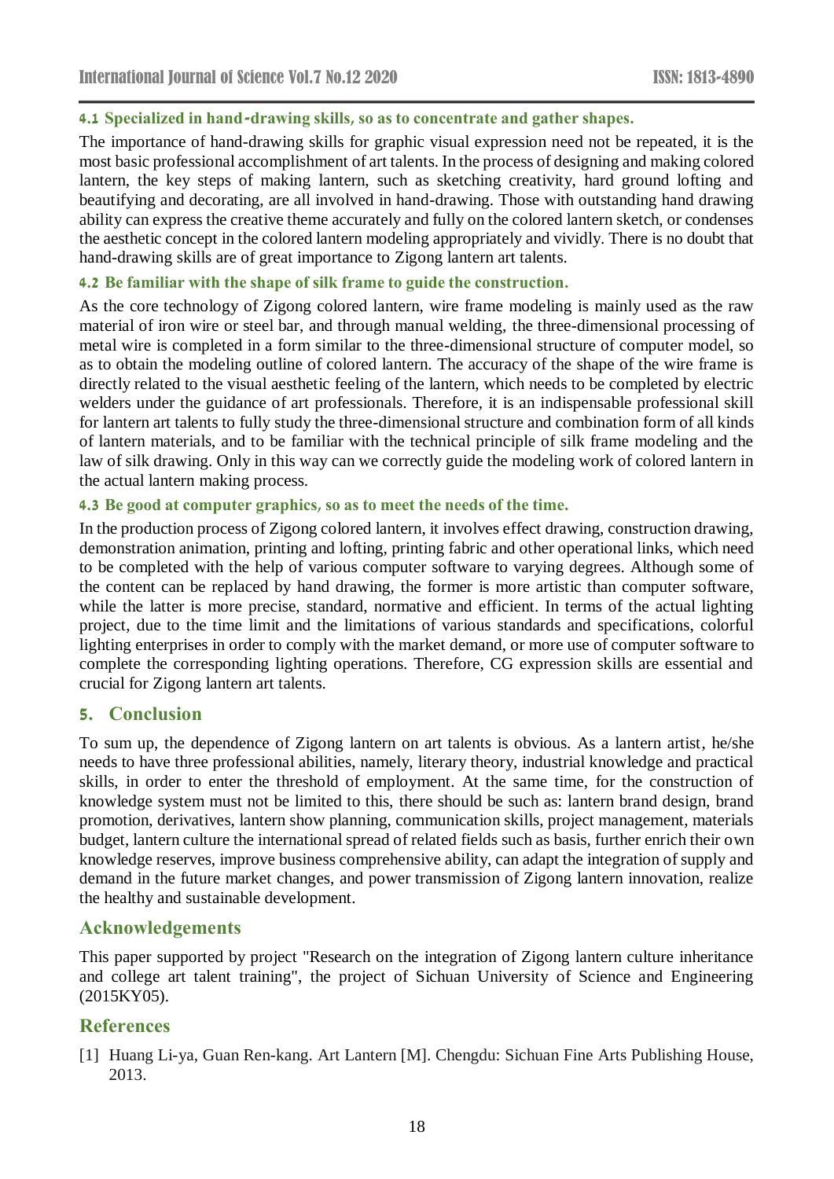### 4.1 Specialized in hand-drawing skills, so as to concentrate and gather shapes.

The importance of hand-drawing skills for graphic visual expression need not be repeated, it is the most basic professional accomplishment of art talents. In the process of designing and making colored lantern, the key steps of making lantern, such as sketching creativity, hard ground lofting and beautifying and decorating, are all involved in hand-drawing. Those with outstanding hand drawing ability can express the creative theme accurately and fully on the colored lantern sketch, or condenses the aesthetic concept in the colored lantern modeling appropriately and vividly. There is no doubt that hand-drawing skills are of great importance to Zigong lantern art talents.

### 4.2 Be familiar with the shape of silk frame to guide the construction.

As the core technology of Zigong colored lantern, wire frame modeling is mainly used as the raw material of iron wire or steel bar, and through manual welding, the three-dimensional processing of metal wire is completed in a form similar to the three-dimensional structure of computer model, so as to obtain the modeling outline of colored lantern. The accuracy of the shape of the wire frame is directly related to the visual aesthetic feeling of the lantern, which needs to be completed by electric welders under the guidance of art professionals. Therefore, it is an indispensable professional skill for lantern art talents to fully study the three-dimensional structure and combination form of all kinds of lantern materials, and to be familiar with the technical principle of silk frame modeling and the law of silk drawing. Only in this way can we correctly guide the modeling work of colored lantern in the actual lantern making process.

### 4.3 Be good at computer graphics, so as to meet the needs of the time.

In the production process of Zigong colored lantern, it involves effect drawing, construction drawing, demonstration animation, printing and lofting, printing fabric and other operational links, which need to be completed with the help of various computer software to varying degrees. Although some of the content can be replaced by hand drawing, the former is more artistic than computer software, while the latter is more precise, standard, normative and efficient. In terms of the actual lighting project, due to the time limit and the limitations of various standards and specifications, colorful lighting enterprises in order to comply with the market demand, or more use of computer software to complete the corresponding lighting operations. Therefore, CG expression skills are essential and crucial for Zigong lantern art talents.

## 5. Conclusion

To sum up, the dependence of Zigong lantern on art talents is obvious. As a lantern artist, he/she needs to have three professional abilities, namely, literary theory, industrial knowledge and practical skills, in order to enter the threshold of employment. At the same time, for the construction of knowledge system must not be limited to this, there should be such as: lantern brand design, brand promotion, derivatives, lantern show planning, communication skills, project management, materials budget, lantern culture the international spread of related fields such as basis, further enrich their own knowledge reserves, improve business comprehensive ability, can adapt the integration of supply and demand in the future market changes, and power transmission of Zigong lantern innovation, realize the healthy and sustainable development.

## Acknowledgements

This paper supported by project "Research on the integration of Zigong lantern culture inheritance and college art talent training", the project of Sichuan University of Science and Engineering (2015KY05).

## References

[1] Huang Li-ya, Guan Ren-kang. Art Lantern [M]. Chengdu: Sichuan Fine Arts Publishing House, 2013.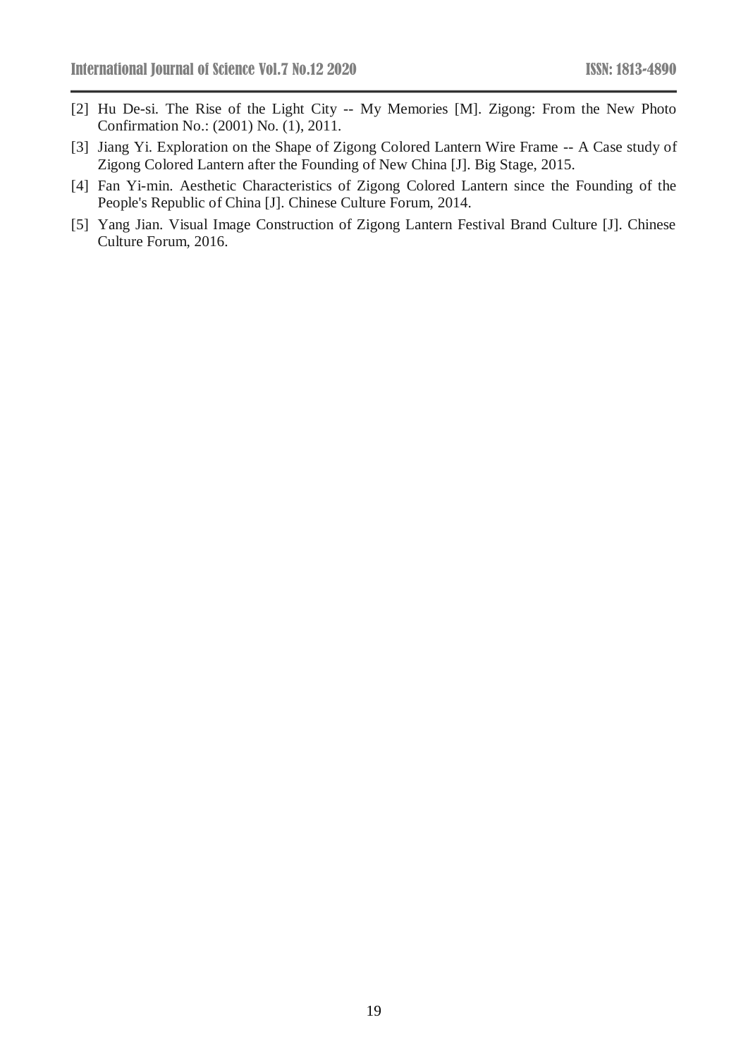[2] Hu De-si. The Rise of the Light City -- My Memories [M]. Zigong: From the New Photo Confirmation No.: (2001) No. (1), 2011.

[3] Jiang Yi. Exploration on the Shape of Zigong Colored Lantern Wire Frame -- A Case study of Zigong Colored Lantern after the Founding of New China [J]. Big Stage, 2015.

[4] Fan Yi-min. Aesthetic Characteristics of Zigong Colored Lantern since the Founding of the People's Republic of China [J]. Chinese Culture Forum, 2014.

[5] Yang Jian. Visual Image Construction of Zigong Lantern Festival Brand Culture [J]. Chinese Culture Forum, 2016.